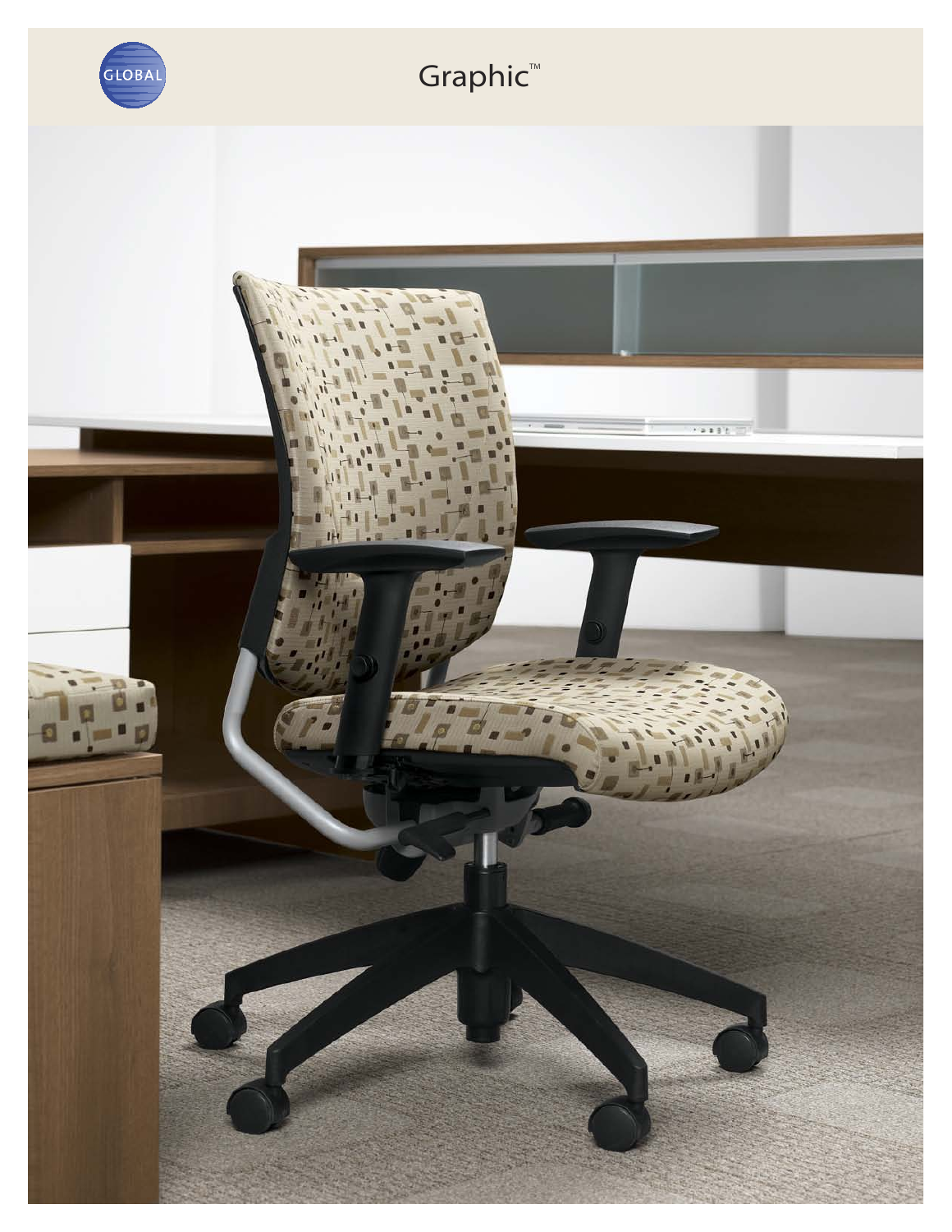GLOBAL

# Graphic™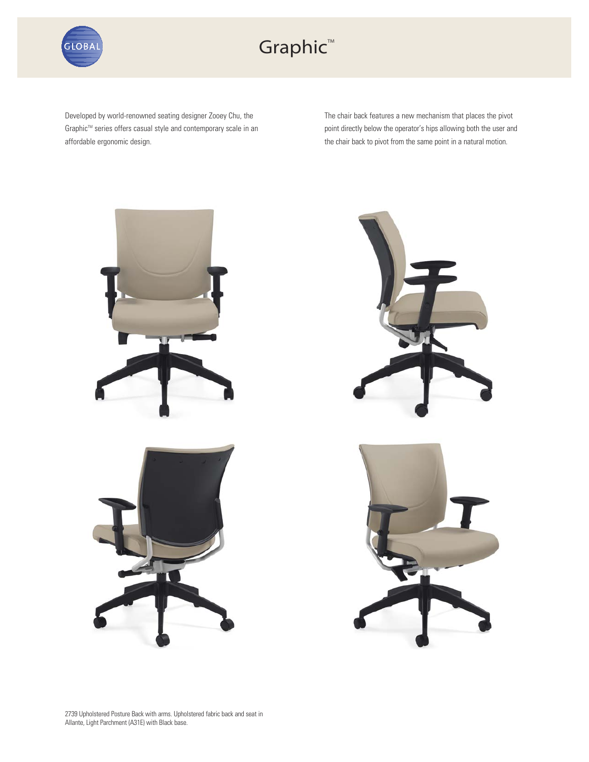# Graphic™

Developed by world-renowned seating designer Zooey Chu, the Graphic™ series offers casual style and contemporary scale in an affordable ergonomic design.

The chair back features a new mechanism that places the pivot point directly below the operator's hips allowing both the user and the chair back to pivot from the same point in a natural motion.

2739 Upholstered Posture Back with arms. Upholstered fabric back and seat in Allante, Light Parchment (A31E) with Black base.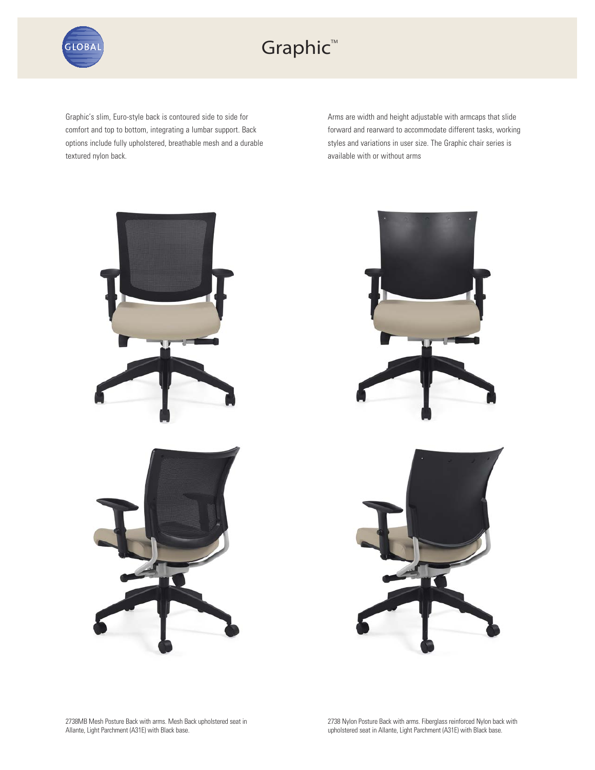# Graphic™

Graphic's slim, Euro-style back is contoured side to side for comfort and top to bottom, integrating a lumbar support. Back options include fully upholstered, breathable mesh and a durable textured nylon back.

Arms are width and height adjustable with armcaps that slide forward and rearward to accommodate different tasks, working styles and variations in user size. The Graphic chair series is available with or without arms

2738MB Mesh Posture Back with arms. Mesh Back upholstered seat in Allante, Light Parchment (A31E) with Black base.

2738 Nylon Posture Back with arms. Fiberglass reinforced Nylon back with upholstered seat in Allante, Light Parchment (A31E) with Black base.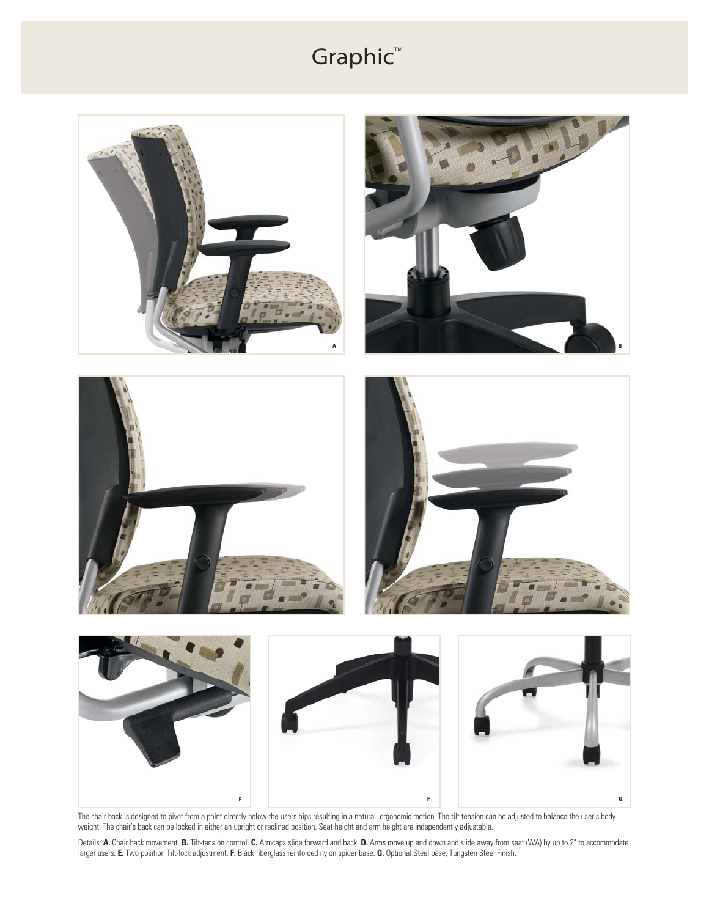# Graphic™

The chair back is designed to pivot from a point directly below the users hips resulting in a natural, ergonomic motion. The tilt tension can be adjusted to balance the user's body weight. The chair's back can be locked in either an upright or reclined position. Seat height and arm height are independently adjustable.

Details: **A.** Chair back movement. **B.** Tilt-tension control. **C.** Armcaps slide forward and back. **D.** Arms move up and down and slide away from seat (WA) by up to 2" to accommodate larger users. **E.** Two position Tilt-lock adjustment. **F.** Black fiberglass reinforced nylon spider base. **G.** Optional Steel base, Tungsten Steel Finish.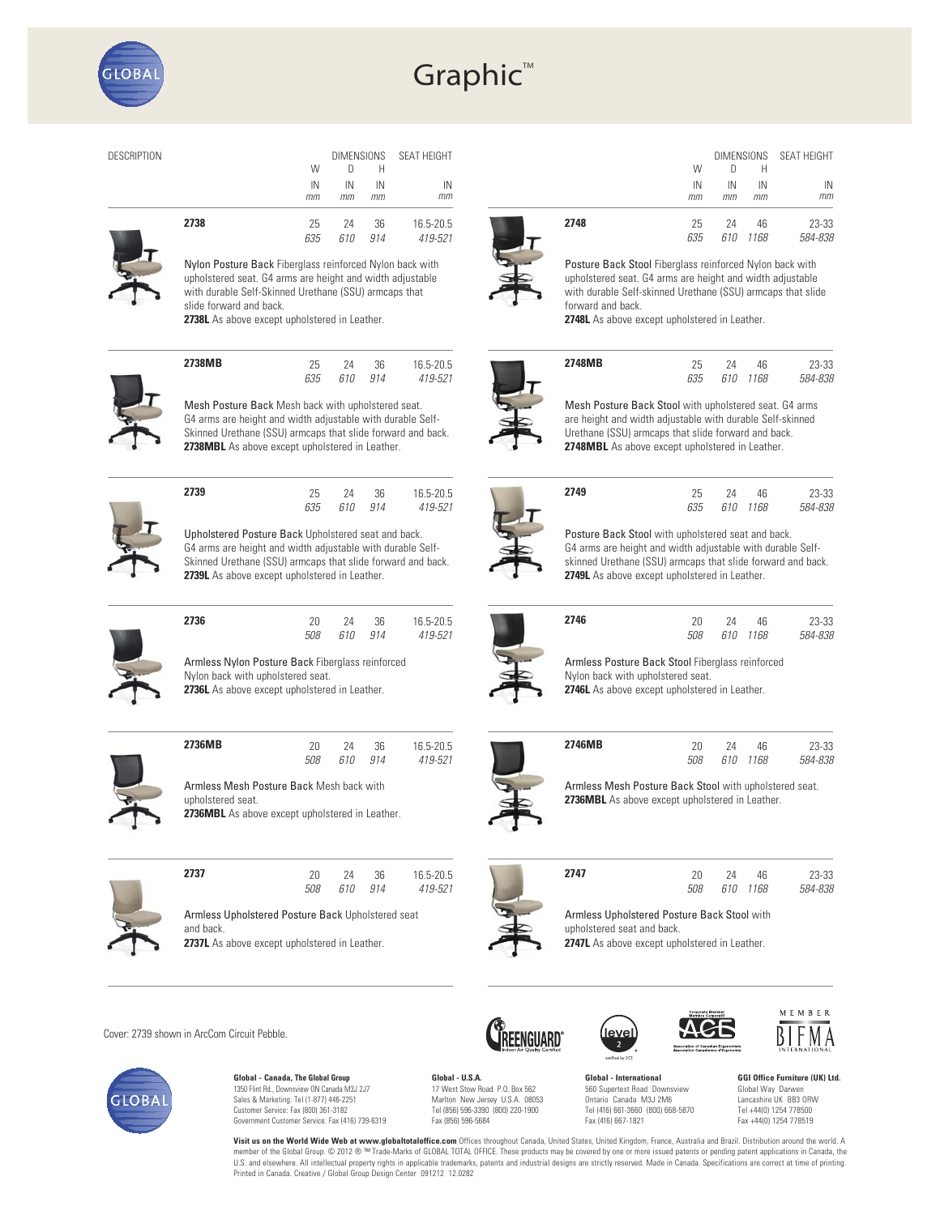# Graphic™

| DESCRIPTION | W | D | H | SEAT HEIGHT |
|---|---|---|---|---|
| | IN *mm* | IN *mm* | IN *mm* | IN *mm* |
| **2738** | 25 *635* | 24 *610* | 36 *914* | 16.5-20.5 *419-521* |
| **2738MB** | 25 *635* | 24 *610* | 36 *914* | 16.5-20.5 *419-521* |
| **2739** | 25 *635* | 24 *610* | 36 *914* | 16.5-20.5 *419-521* |
| **2736** | 20 *508* | 24 *610* | 36 *914* | 16.5-20.5 *419-521* |
| **2736MB** | 20 *508* | 24 *610* | 36 *914* | 16.5-20.5 *419-521* |
| **2737** | 20 *508* | 24 *610* | 36 *914* | 16.5-20.5 *419-521* |
| **2748** | 25 *635* | 24 *610* | 46 *1168* | 23-33 *584-838* |
| **2748MB** | 25 *635* | 24 *610* | 46 *1168* | 23-33 *584-838* |
| **2749** | 25 *635* | 24 *610* | 46 *1168* | 23-33 *584-838* |
| **2746** | 20 *508* | 24 *610* | 46 *1168* | 23-33 *584-838* |
| **2746MB** | 20 *508* | 24 *610* | 46 *1168* | 23-33 *584-838* |
| **2747** | 20 *508* | 24 *610* | 46 *1168* | 23-33 *584-838* |

**2738**
Nylon Posture Back Fiberglass reinforced Nylon back with upholstered seat. G4 arms are height and width adjustable with durable Self-Skinned Urethane (SSU) armcaps that slide forward and back.
**2738L** As above except upholstered in Leather.

**2738MB**
Mesh Posture Back Mesh back with upholstered seat. G4 arms are height and width adjustable with durable Self-Skinned Urethane (SSU) armcaps that slide forward and back.
**2738MBL** As above except upholstered in Leather.

**2739**
Upholstered Posture Back Upholstered seat and back. G4 arms are height and width adjustable with durable Self-Skinned Urethane (SSU) armcaps that slide forward and back.
**2739L** As above except upholstered in Leather.

**2736**
Armless Nylon Posture Back Fiberglass reinforced Nylon back with upholstered seat.
**2736L** As above except upholstered in Leather.

**2736MB**
Armless Mesh Posture Back Mesh back with upholstered seat.
**2736MBL** As above except upholstered in Leather.

**2737**
Armless Upholstered Posture Back Upholstered seat and back.
**2737L** As above except upholstered in Leather.

**2748**
Posture Back Stool Fiberglass reinforced Nylon back with upholstered seat. G4 arms are height and width adjustable with durable Self-skinned Urethane (SSU) armcaps that slide forward and back.
**2748L** As above except upholstered in Leather.

**2748MB**
Mesh Posture Back Stool with upholstered seat. G4 arms are height and width adjustable with durable Self-skinned Urethane (SSU) armcaps that slide forward and back.
**2748MBL** As above except upholstered in Leather.

**2749**
Posture Back Stool with upholstered seat and back. G4 arms are height and width adjustable with durable Self-skinned Urethane (SSU) armcaps that slide forward and back.
**2749L** As above except upholstered in Leather.

**2746**
Armless Posture Back Stool Fiberglass reinforced Nylon back with upholstered seat.
**2746L** As above except upholstered in Leather.

**2746MB**
Armless Mesh Posture Back Stool with upholstered seat.
**2736MBL** As above except upholstered in Leather.

**2747**
Armless Upholstered Posture Back Stool with upholstered seat and back.
**2747L** As above except upholstered in Leather.

Cover: 2739 shown in ArcCom Circuit Pebble.

**Global - Canada, The Global Group**
1350 Flint Rd., Downsview ON Canada M3J 2J7
Sales & Marketing: Tel (1-877) 446-2251
Customer Service: Fax (800) 361-3182
Government Customer Service: Fax (416) 739-6319

**Global - U.S.A.**
17 West Stow Road P.O. Box 562
Marlton New Jersey U.S.A. 08053
Tel (856) 596-3390 (800) 220-1900
Fax (856) 596-5684

**Global - International**
560 Supertest Road Downsview
Ontario Canada M3J 2M6
Tel (416) 661-3660 (800) 668-5870
Fax (416) 667-1821

**GGI Office Furniture (UK) Ltd.**
Global Way Darwen
Lancashire UK BB3 0RW
Tel +44(0) 1254 778500
Fax +44(0) 1254 778519

**Visit us on the World Wide Web at www.globaltotaloffice.com** Offices throughout Canada, United States, United Kingdom, France, Australia and Brazil. Distribution around the world. A member of the Global Group. © 2012 ® ™ Trade-Marks of GLOBAL TOTAL OFFICE. These products may be covered by one or more issued patents or pending patent applications in Canada, the U.S. and elsewhere. All intellectual property rights in applicable trademarks, patents and industrial designs are strictly reserved. Made in Canada. Specifications are correct at time of printing. Printed in Canada. Creative / Global Group Design Center 091212 12.0282